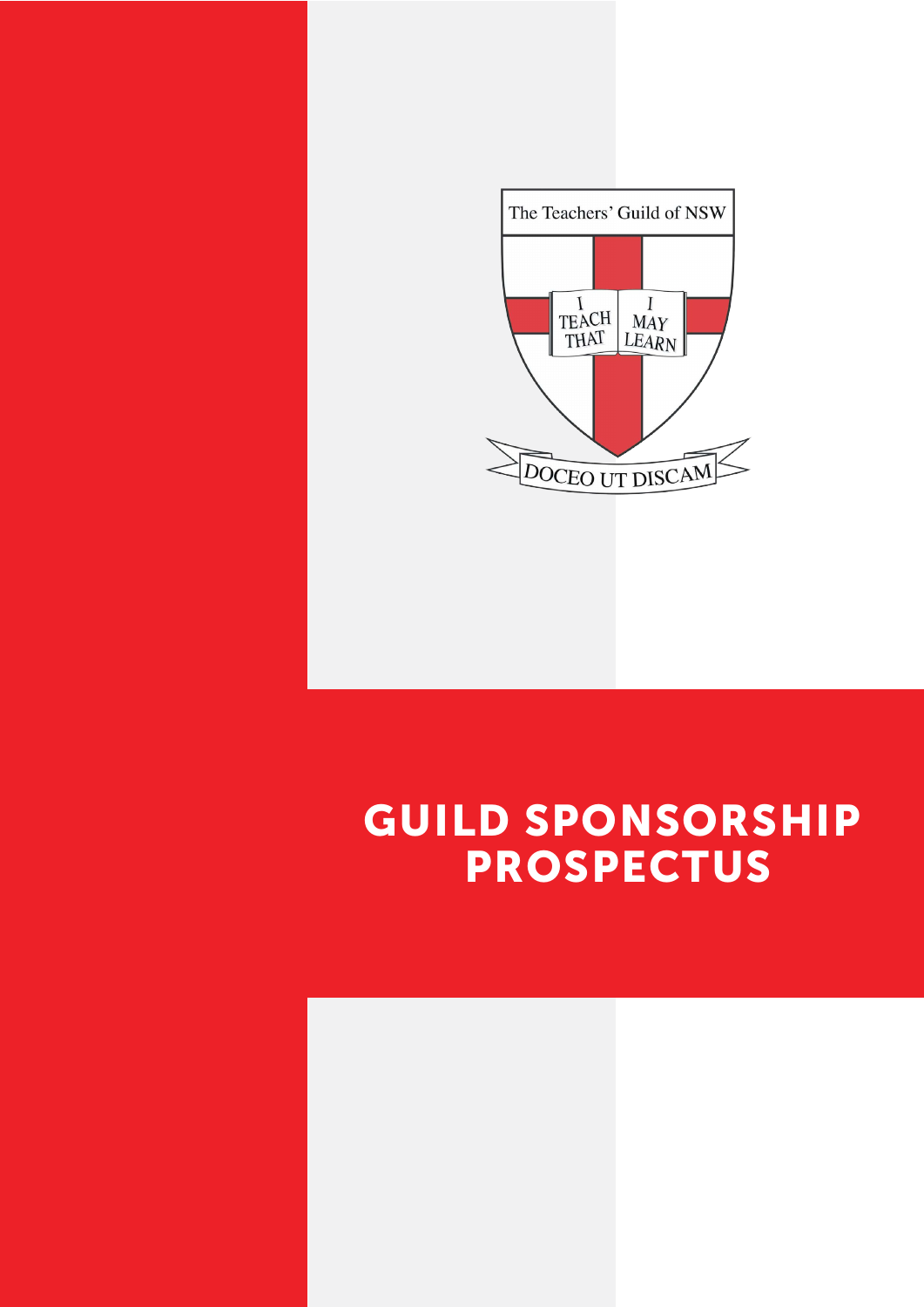The Teachers' Guild of NSW

I TEACH THAT I MAY LEARN

DOCEO UT DISCAM

# GUILD SPONSORSHIP PROSPECTUS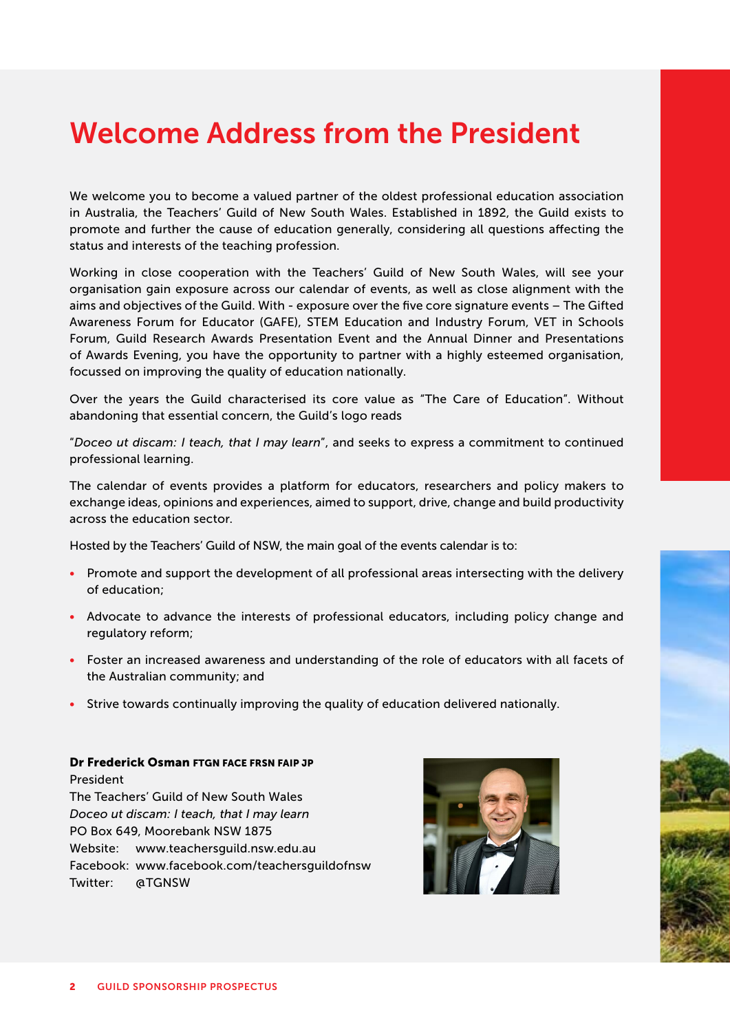# Welcome Address from the President

We welcome you to become a valued partner of the oldest professional education association in Australia, the Teachers' Guild of New South Wales. Established in 1892, the Guild exists to promote and further the cause of education generally, considering all questions affecting the status and interests of the teaching profession.

Working in close cooperation with the Teachers' Guild of New South Wales, will see your organisation gain exposure across our calendar of events, as well as close alignment with the aims and objectives of the Guild. With - exposure over the five core signature events – The Gifted Awareness Forum for Educator (GAFE), STEM Education and Industry Forum, VET in Schools Forum, Guild Research Awards Presentation Event and the Annual Dinner and Presentations of Awards Evening, you have the opportunity to partner with a highly esteemed organisation, focussed on improving the quality of education nationally.

Over the years the Guild characterised its core value as "The Care of Education". Without abandoning that essential concern, the Guild's logo reads

"*Doceo ut discam: I teach, that I may learn*", and seeks to express a commitment to continued professional learning.

The calendar of events provides a platform for educators, researchers and policy makers to exchange ideas, opinions and experiences, aimed to support, drive, change and build productivity across the education sector.

Hosted by the Teachers' Guild of NSW, the main goal of the events calendar is to:

- Promote and support the development of all professional areas intersecting with the delivery of education;
- Advocate to advance the interests of professional educators, including policy change and regulatory reform;
- Foster an increased awareness and understanding of the role of educators with all facets of the Australian community; and
- Strive towards continually improving the quality of education delivered nationally.

**Dr Frederick Osman FTGN FACE FRSN FAIP JP**
President
The Teachers' Guild of New South Wales
*Doceo ut discam: I teach, that I may learn*
PO Box 649, Moorebank NSW 1875
Website: www.teachersguild.nsw.edu.au
Facebook: www.facebook.com/teachersguildofnsw
Twitter: @TGNSW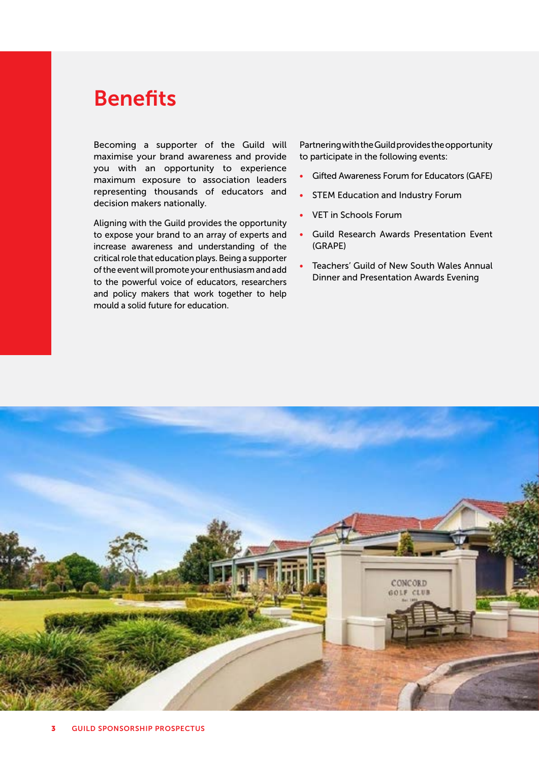# Benefits

Becoming a supporter of the Guild will maximise your brand awareness and provide you with an opportunity to experience maximum exposure to association leaders representing thousands of educators and decision makers nationally.

Aligning with the Guild provides the opportunity to expose your brand to an array of experts and increase awareness and understanding of the critical role that education plays. Being a supporter of the event will promote your enthusiasm and add to the powerful voice of educators, researchers and policy makers that work together to help mould a solid future for education.

Partnering with the Guild provides the opportunity to participate in the following events:

- Gifted Awareness Forum for Educators (GAFE)
- STEM Education and Industry Forum
- VET in Schools Forum
- Guild Research Awards Presentation Event (GRAPE)
- Teachers' Guild of New South Wales Annual Dinner and Presentation Awards Evening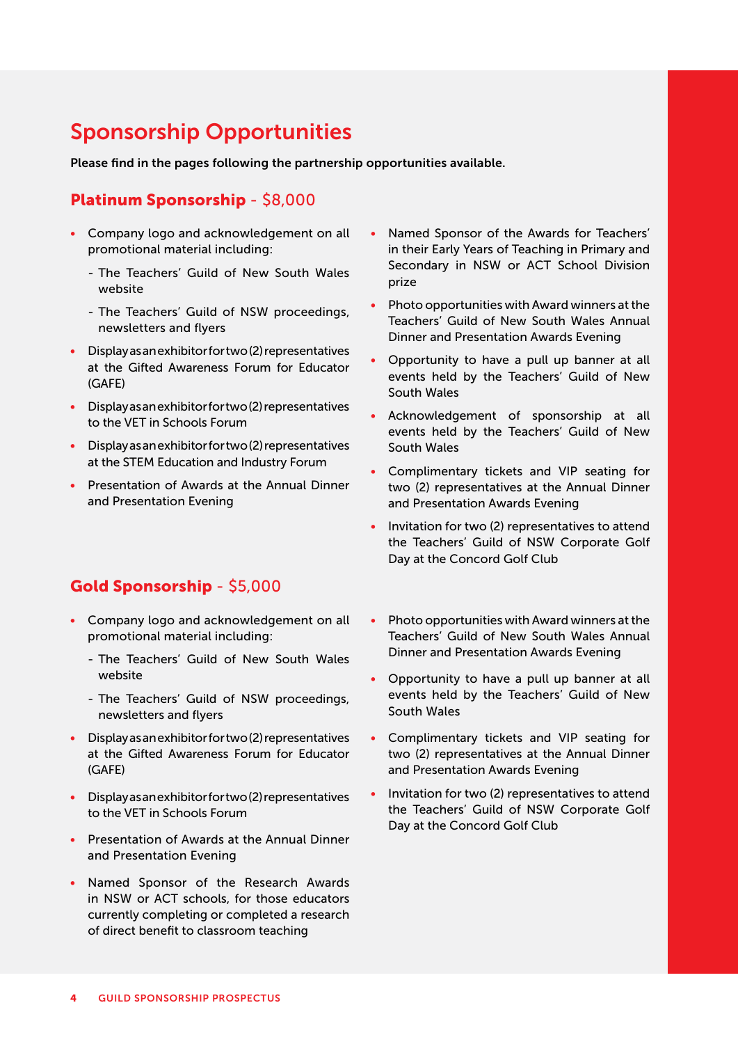# Sponsorship Opportunities

**Please find in the pages following the partnership opportunities available.**

## **Platinum Sponsorship** - $8,000

- Company logo and acknowledgement on all promotional material including:
  - The Teachers' Guild of New South Wales website
  - The Teachers' Guild of NSW proceedings, newsletters and flyers
- Display as an exhibitor for two (2) representatives at the Gifted Awareness Forum for Educator (GAFE)
- Display as an exhibitor for two (2) representatives to the VET in Schools Forum
- Display as an exhibitor for two (2) representatives at the STEM Education and Industry Forum
- Presentation of Awards at the Annual Dinner and Presentation Evening
- Named Sponsor of the Awards for Teachers' in their Early Years of Teaching in Primary and Secondary in NSW or ACT School Division prize
- Photo opportunities with Award winners at the Teachers' Guild of New South Wales Annual Dinner and Presentation Awards Evening
- Opportunity to have a pull up banner at all events held by the Teachers' Guild of New South Wales
- Acknowledgement of sponsorship at all events held by the Teachers' Guild of New South Wales
- Complimentary tickets and VIP seating for two (2) representatives at the Annual Dinner and Presentation Awards Evening
- Invitation for two (2) representatives to attend the Teachers' Guild of NSW Corporate Golf Day at the Concord Golf Club

## **Gold Sponsorship** - $5,000

- Company logo and acknowledgement on all promotional material including:
  - The Teachers' Guild of New South Wales website
  - The Teachers' Guild of NSW proceedings, newsletters and flyers
- Display as an exhibitor for two (2) representatives at the Gifted Awareness Forum for Educator (GAFE)
- Display as an exhibitor for two (2) representatives to the VET in Schools Forum
- Presentation of Awards at the Annual Dinner and Presentation Evening
- Named Sponsor of the Research Awards in NSW or ACT schools, for those educators currently completing or completed a research of direct benefit to classroom teaching
- Photo opportunities with Award winners at the Teachers' Guild of New South Wales Annual Dinner and Presentation Awards Evening
- Opportunity to have a pull up banner at all events held by the Teachers' Guild of New South Wales
- Complimentary tickets and VIP seating for two (2) representatives at the Annual Dinner and Presentation Awards Evening
- Invitation for two (2) representatives to attend the Teachers' Guild of NSW Corporate Golf Day at the Concord Golf Club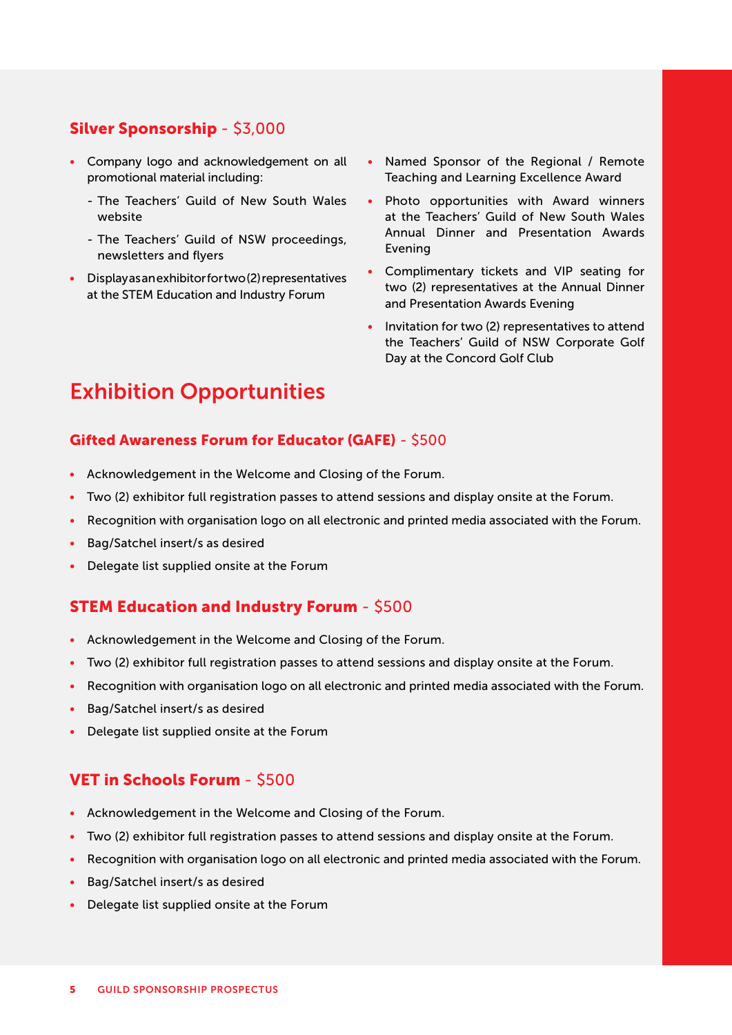### **Silver Sponsorship** - $3,000

- Company logo and acknowledgement on all promotional material including:
  - The Teachers' Guild of New South Wales website
  - The Teachers' Guild of NSW proceedings, newsletters and flyers
- Display as an exhibitor for two (2) representatives at the STEM Education and Industry Forum
- Named Sponsor of the Regional / Remote Teaching and Learning Excellence Award
- Photo opportunities with Award winners at the Teachers' Guild of New South Wales Annual Dinner and Presentation Awards Evening
- Complimentary tickets and VIP seating for two (2) representatives at the Annual Dinner and Presentation Awards Evening
- Invitation for two (2) representatives to attend the Teachers' Guild of NSW Corporate Golf Day at the Concord Golf Club

## Exhibition Opportunities

### **Gifted Awareness Forum for Educator (GAFE)** - $500

- Acknowledgement in the Welcome and Closing of the Forum.
- Two (2) exhibitor full registration passes to attend sessions and display onsite at the Forum.
- Recognition with organisation logo on all electronic and printed media associated with the Forum.
- Bag/Satchel insert/s as desired
- Delegate list supplied onsite at the Forum

### **STEM Education and Industry Forum** - $500

- Acknowledgement in the Welcome and Closing of the Forum.
- Two (2) exhibitor full registration passes to attend sessions and display onsite at the Forum.
- Recognition with organisation logo on all electronic and printed media associated with the Forum.
- Bag/Satchel insert/s as desired
- Delegate list supplied onsite at the Forum

### **VET in Schools Forum** - $500

- Acknowledgement in the Welcome and Closing of the Forum.
- Two (2) exhibitor full registration passes to attend sessions and display onsite at the Forum.
- Recognition with organisation logo on all electronic and printed media associated with the Forum.
- Bag/Satchel insert/s as desired
- Delegate list supplied onsite at the Forum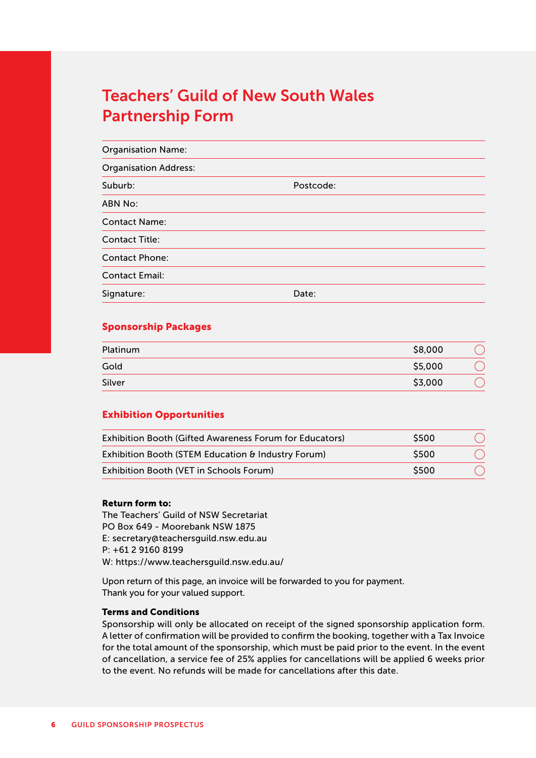# Teachers' Guild of New South Wales Partnership Form

| | |
|---|---|
| Organisation Name: | |
| Organisation Address: | |
| Suburb: | Postcode: |
| ABN No: | |
| Contact Name: | |
| Contact Title: | |
| Contact Phone: | |
| Contact Email: | |
| Signature: | Date: |

## Sponsorship Packages

| | | |
|---|---|---|
| Platinum | $8,000 | ◯ |
| Gold | $5,000 | ◯ |
| Silver | $3,000 | ◯ |

## Exhibition Opportunities

| | | |
|---|---|---|
| Exhibition Booth (Gifted Awareness Forum for Educators) | $500 | ◯ |
| Exhibition Booth (STEM Education & Industry Forum) | $500 | ◯ |
| Exhibition Booth (VET in Schools Forum) | $500 | ◯ |

**Return form to:**
The Teachers' Guild of NSW Secretariat
PO Box 649 - Moorebank NSW 1875
E: secretary@teachersguild.nsw.edu.au
P: +61 2 9160 8199
W: https://www.teachersguild.nsw.edu.au/

Upon return of this page, an invoice will be forwarded to you for payment.
Thank you for your valued support.

**Terms and Conditions**
Sponsorship will only be allocated on receipt of the signed sponsorship application form. A letter of confirmation will be provided to confirm the booking, together with a Tax Invoice for the total amount of the sponsorship, which must be paid prior to the event. In the event of cancellation, a service fee of 25% applies for cancellations will be applied 6 weeks prior to the event. No refunds will be made for cancellations after this date.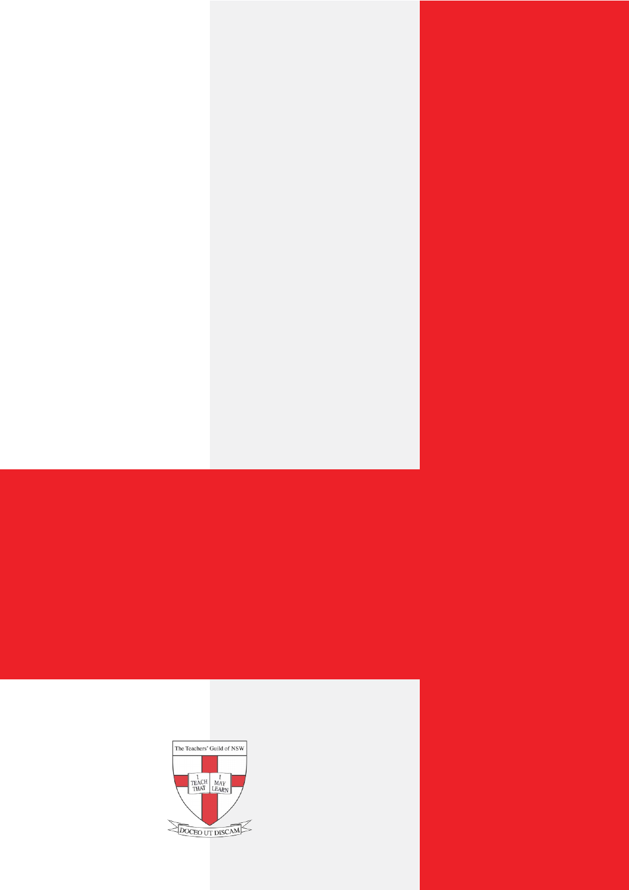The Teachers' Guild of NSW

I TEACH THAT

I MAY LEARN

DOCEO UT DISCAM